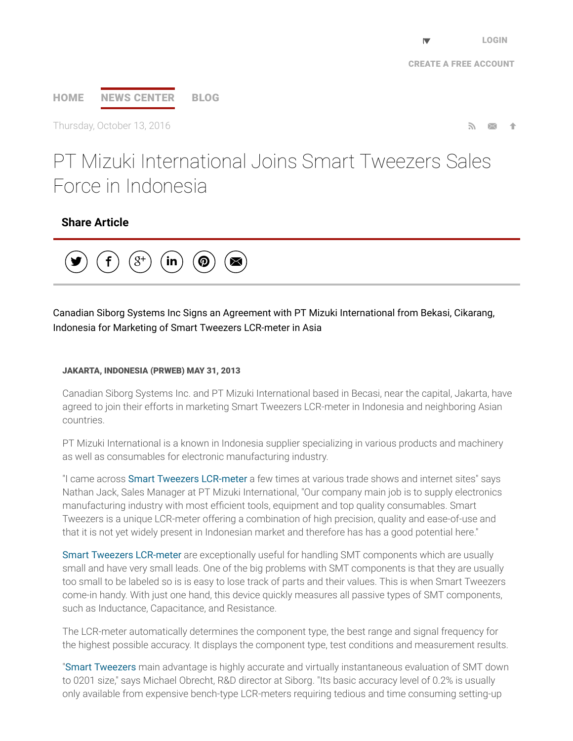LOGIN

CREATE A FREE ACCOUNT

HOME NEWS CENTER BLOG

Thursday, October 13, 2016

# PT Mizuki International Joins Smart Tweezers Sales Force in Indonesia

**Share Article**

Canadian Siborg Systems Inc Signs an Agreement with PT Mizuki International from Bekasi, Cikarang, Indonesia for Marketing of Smart Tweezers LCR-meter in Asia

**JAKARTA, INDONESIA (PRWEB) MAY 31, 2013**

Canadian Siborg Systems Inc. and PT Mizuki International based in Becasi, near the capital, Jakarta, have agreed to join their efforts in marketing Smart Tweezers LCR-meter in Indonesia and neighboring Asian countries.

PT Mizuki International is a known in Indonesia supplier specializing in various products and machinery as well as consumables for electronic manufacturing industry.

"I came across Smart Tweezers LCR-meter a few times at various trade shows and internet sites" says Nathan Jack, Sales Manager at PT Mizuki International, "Our company main job is to supply electronics manufacturing industry with most efficient tools, equipment and top quality consumables. Smart Tweezers is a unique LCR-meter offering a combination of high precision, quality and ease-of-use and that it is not yet widely present in Indonesian market and therefore has has a good potential here."

Smart Tweezers LCR-meter are exceptionally useful for handling SMT components which are usually small and have very small leads. One of the big problems with SMT components is that they are usually too small to be labeled so is is easy to lose track of parts and their values. This is when Smart Tweezers come-in handy. With just one hand, this device quickly measures all passive types of SMT components, such as Inductance, Capacitance, and Resistance.

The LCR-meter automatically determines the component type, the best range and signal frequency for the highest possible accuracy. It displays the component type, test conditions and measurement results.

"Smart Tweezers main advantage is highly accurate and virtually instantaneous evaluation of SMT down to 0201 size," says Michael Obrecht, R&D director at Siborg. "Its basic accuracy level of 0.2% is usually only available from expensive bench-type LCR-meters requiring tedious and time consuming setting-up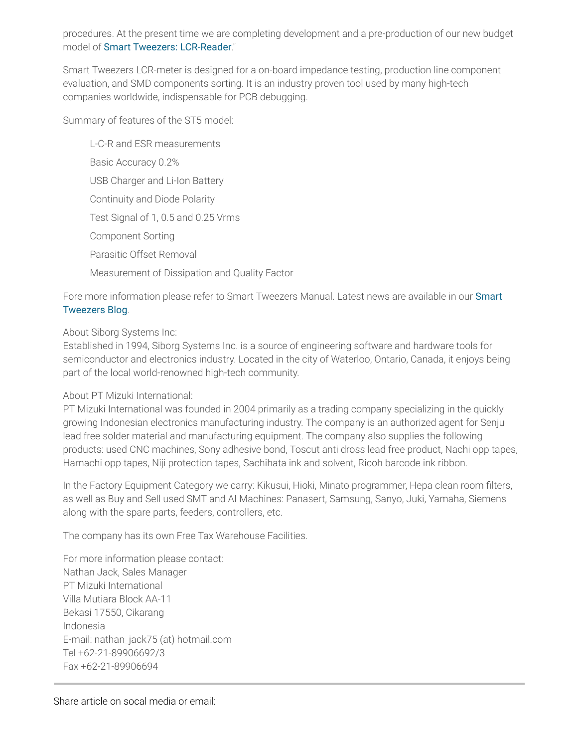procedures. At the present time we are completing development and a pre-production of our new budget model of Smart Tweezers: LCR-Reader."

Smart Tweezers LCR-meter is designed for a on-board impedance testing, production line component evaluation, and SMD components sorting. It is an industry proven tool used by many high-tech companies worldwide, indispensable for PCB debugging.

Summary of features of the ST5 model:

- L-C-R and ESR measurements
- Basic Accuracy 0.2%
- USB Charger and Li-Ion Battery
- Continuity and Diode Polarity
- Test Signal of 1, 0.5 and 0.25 Vrms
- Component Sorting
- Parasitic Offset Removal
- Measurement of Dissipation and Quality Factor

Fore more information please refer to Smart Tweezers Manual. Latest news are available in our Smart Tweezers Blog.

About Siborg Systems Inc:
Established in 1994, Siborg Systems Inc. is a source of engineering software and hardware tools for semiconductor and electronics industry. Located in the city of Waterloo, Ontario, Canada, it enjoys being part of the local world-renowned high-tech community.

About PT Mizuki International:
PT Mizuki International was founded in 2004 primarily as a trading company specializing in the quickly growing Indonesian electronics manufacturing industry. The company is an authorized agent for Senju lead free solder material and manufacturing equipment. The company also supplies the following products: used CNC machines, Sony adhesive bond, Toscut anti dross lead free product, Nachi opp tapes, Hamachi opp tapes, Niji protection tapes, Sachihata ink and solvent, Ricoh barcode ink ribbon.

In the Factory Equipment Category we carry: Kikusui, Hioki, Minato programmer, Hepa clean room filters, as well as Buy and Sell used SMT and AI Machines: Panasert, Samsung, Sanyo, Juki, Yamaha, Siemens along with the spare parts, feeders, controllers, etc.

The company has its own Free Tax Warehouse Facilities.

For more information please contact:
Nathan Jack, Sales Manager
PT Mizuki International
Villa Mutiara Block AA-11
Bekasi 17550, Cikarang
Indonesia
E-mail: nathan_jack75 (at) hotmail.com
Tel +62-21-89906692/3
Fax +62-21-89906694

---

Share article on socal media or email: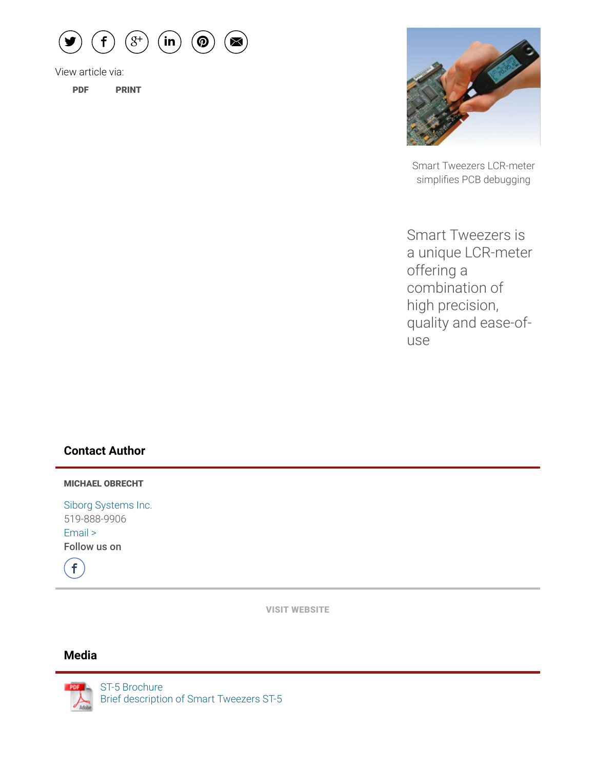View article via:

PDF PRINT

Smart Tweezers LCR-meter simplifies PCB debugging

Smart Tweezers is a unique LCR-meter offering a combination of high precision, quality and ease-of-use

## Contact Author

**MICHAEL OBRECHT**

Siborg Systems Inc.
519-888-9906
Email >
**Follow us on**

VISIT WEBSITE

## Media

ST-5 Brochure
Brief description of Smart Tweezers ST-5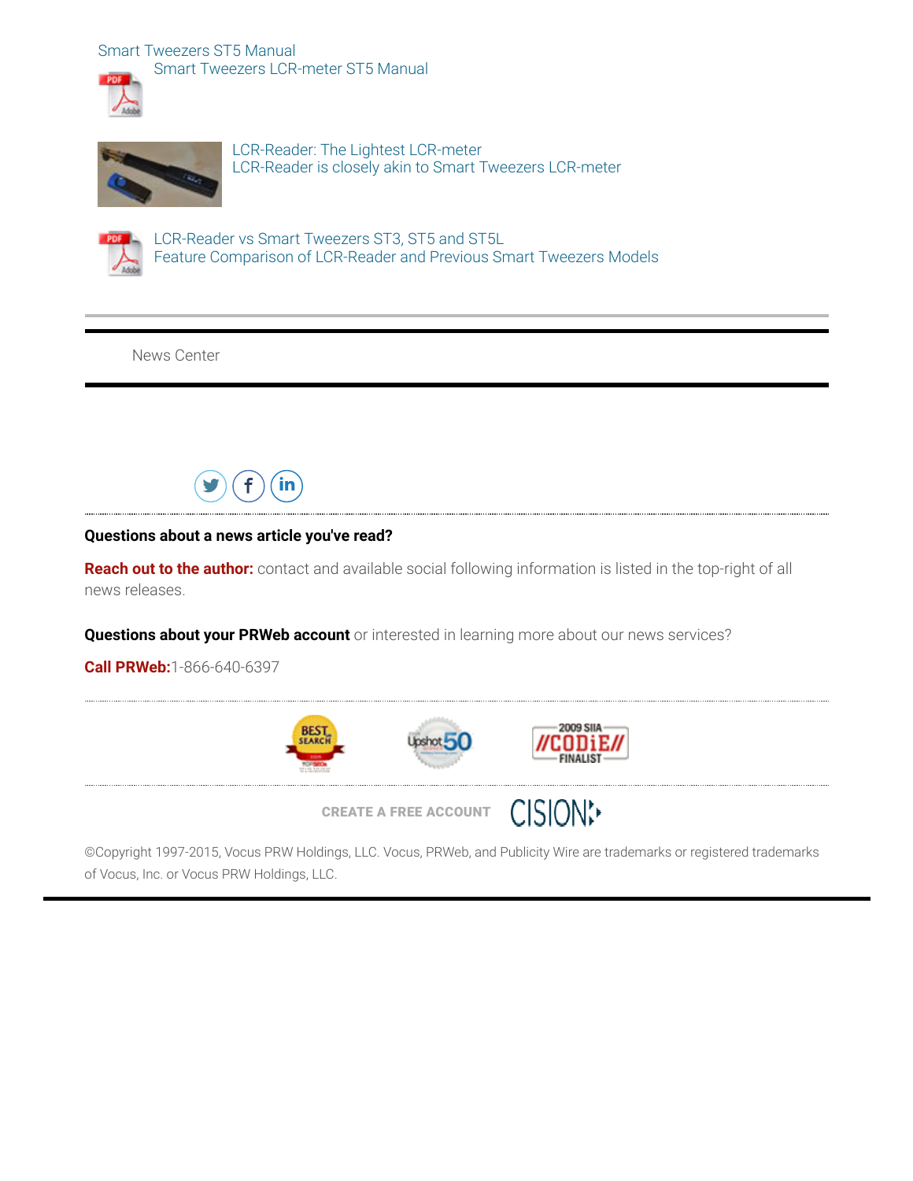Smart Tweezers ST5 Manual
Smart Tweezers LCR-meter ST5 Manual

LCR-Reader: The Lightest LCR-meter
LCR-Reader is closely akin to Smart Tweezers LCR-meter

LCR-Reader vs Smart Tweezers ST3, ST5 and ST5L
Feature Comparison of LCR-Reader and Previous Smart Tweezers Models

News Center

**Questions about a news article you've read?**

**Reach out to the author:** contact and available social following information is listed in the top-right of all news releases.

**Questions about your PRWeb account** or interested in learning more about our news services?

**Call PRWeb:**1-866-640-6397

CREATE A FREE ACCOUNT

©Copyright 1997-2015, Vocus PRW Holdings, LLC. Vocus, PRWeb, and Publicity Wire are trademarks or registered trademarks of Vocus, Inc. or Vocus PRW Holdings, LLC.